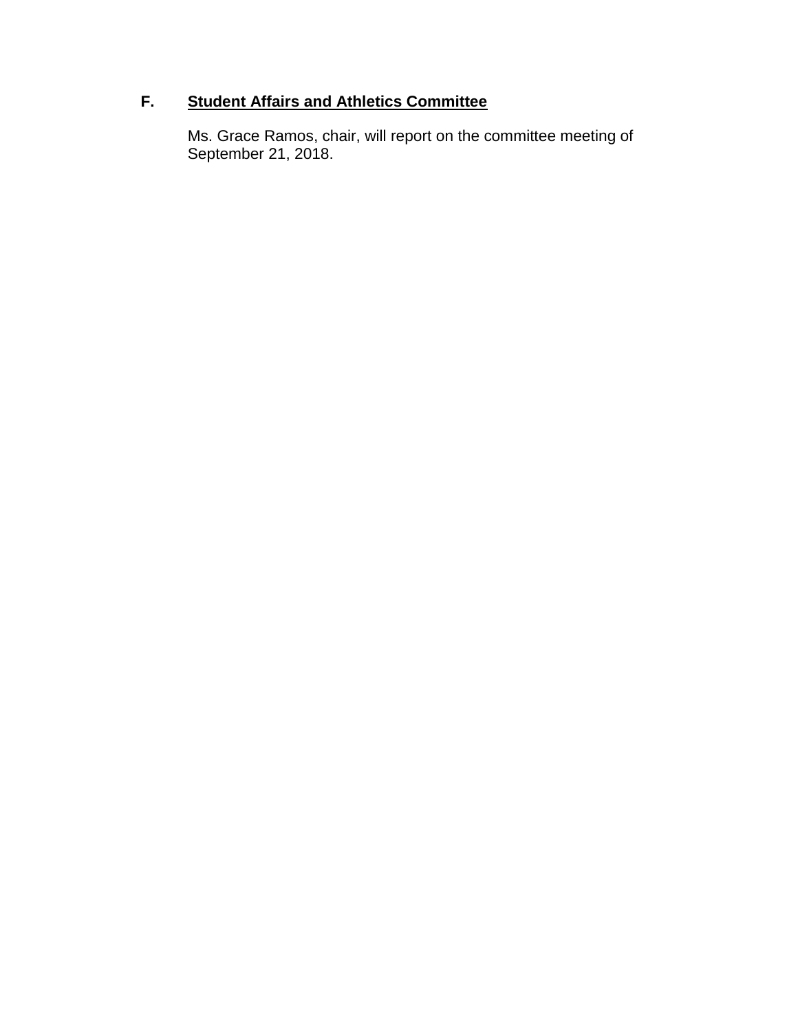## F. **Student Affairs and Athletics Committee**

Ms. Grace Ramos, chair, will report on the committee meeting of September 21, 2018.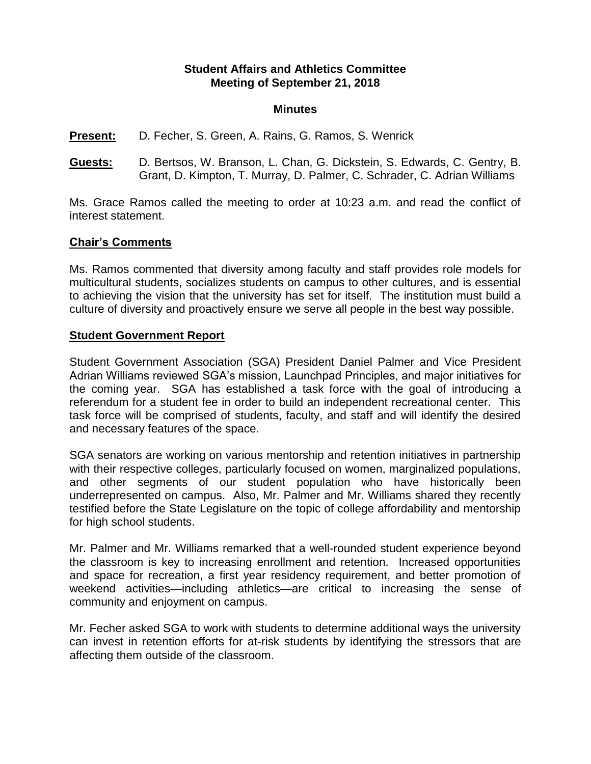**Student Affairs and Athletics Committee**
**Meeting of September 21, 2018**

**Minutes**

**Present:** D. Fecher, S. Green, A. Rains, G. Ramos, S. Wenrick

**Guests:** D. Bertsos, W. Branson, L. Chan, G. Dickstein, S. Edwards, C. Gentry, B. Grant, D. Kimpton, T. Murray, D. Palmer, C. Schrader, C. Adrian Williams

Ms. Grace Ramos called the meeting to order at 10:23 a.m. and read the conflict of interest statement.

## Chair's Comments

Ms. Ramos commented that diversity among faculty and staff provides role models for multicultural students, socializes students on campus to other cultures, and is essential to achieving the vision that the university has set for itself. The institution must build a culture of diversity and proactively ensure we serve all people in the best way possible.

## Student Government Report

Student Government Association (SGA) President Daniel Palmer and Vice President Adrian Williams reviewed SGA's mission, Launchpad Principles, and major initiatives for the coming year. SGA has established a task force with the goal of introducing a referendum for a student fee in order to build an independent recreational center. This task force will be comprised of students, faculty, and staff and will identify the desired and necessary features of the space.

SGA senators are working on various mentorship and retention initiatives in partnership with their respective colleges, particularly focused on women, marginalized populations, and other segments of our student population who have historically been underrepresented on campus. Also, Mr. Palmer and Mr. Williams shared they recently testified before the State Legislature on the topic of college affordability and mentorship for high school students.

Mr. Palmer and Mr. Williams remarked that a well-rounded student experience beyond the classroom is key to increasing enrollment and retention. Increased opportunities and space for recreation, a first year residency requirement, and better promotion of weekend activities—including athletics—are critical to increasing the sense of community and enjoyment on campus.

Mr. Fecher asked SGA to work with students to determine additional ways the university can invest in retention efforts for at-risk students by identifying the stressors that are affecting them outside of the classroom.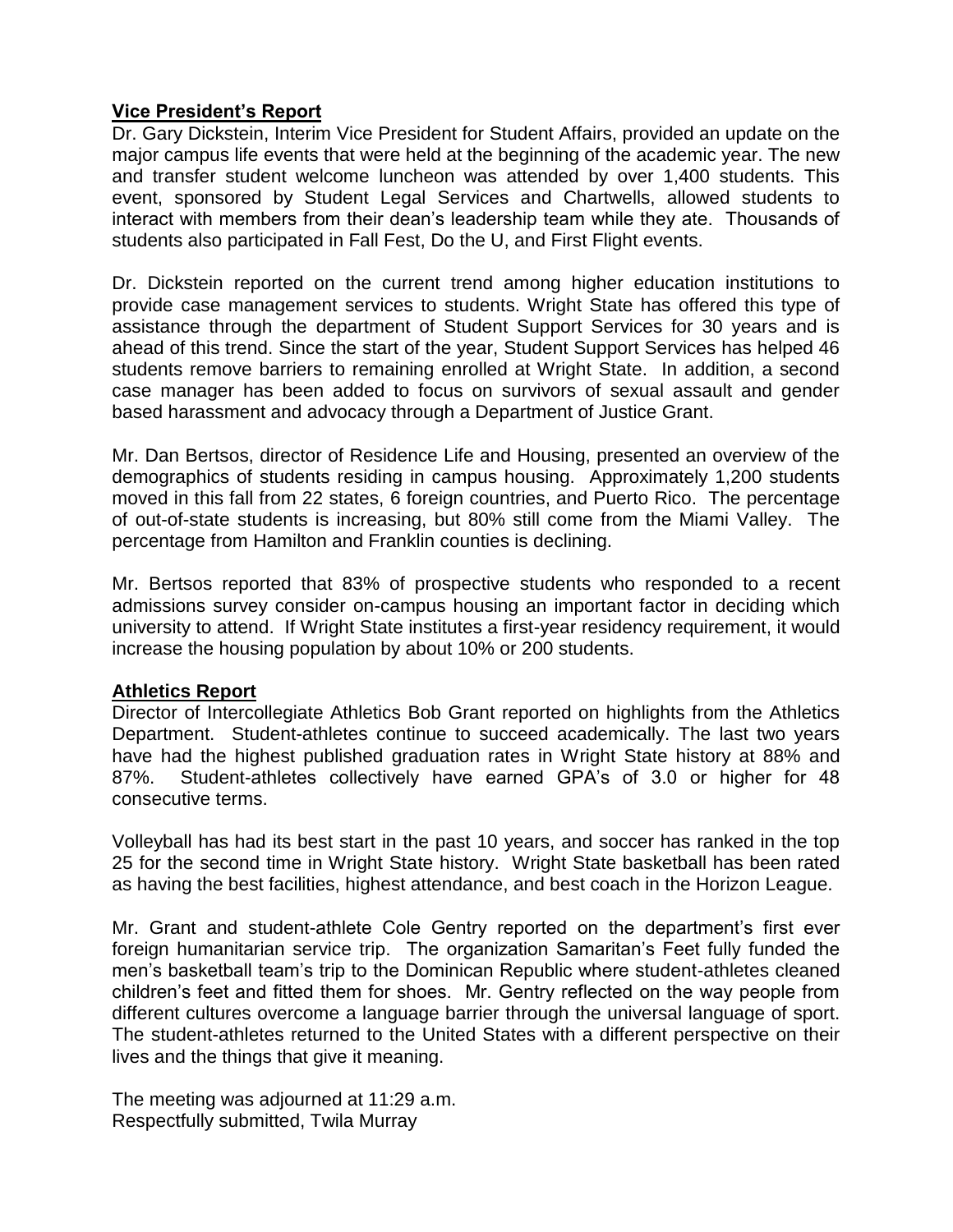## Vice President's Report

Dr. Gary Dickstein, Interim Vice President for Student Affairs, provided an update on the major campus life events that were held at the beginning of the academic year. The new and transfer student welcome luncheon was attended by over 1,400 students. This event, sponsored by Student Legal Services and Chartwells, allowed students to interact with members from their dean's leadership team while they ate. Thousands of students also participated in Fall Fest, Do the U, and First Flight events.

Dr. Dickstein reported on the current trend among higher education institutions to provide case management services to students. Wright State has offered this type of assistance through the department of Student Support Services for 30 years and is ahead of this trend. Since the start of the year, Student Support Services has helped 46 students remove barriers to remaining enrolled at Wright State. In addition, a second case manager has been added to focus on survivors of sexual assault and gender based harassment and advocacy through a Department of Justice Grant.

Mr. Dan Bertsos, director of Residence Life and Housing, presented an overview of the demographics of students residing in campus housing. Approximately 1,200 students moved in this fall from 22 states, 6 foreign countries, and Puerto Rico. The percentage of out-of-state students is increasing, but 80% still come from the Miami Valley. The percentage from Hamilton and Franklin counties is declining.

Mr. Bertsos reported that 83% of prospective students who responded to a recent admissions survey consider on-campus housing an important factor in deciding which university to attend. If Wright State institutes a first-year residency requirement, it would increase the housing population by about 10% or 200 students.

## Athletics Report

Director of Intercollegiate Athletics Bob Grant reported on highlights from the Athletics Department. Student-athletes continue to succeed academically. The last two years have had the highest published graduation rates in Wright State history at 88% and 87%. Student-athletes collectively have earned GPA's of 3.0 or higher for 48 consecutive terms.

Volleyball has had its best start in the past 10 years, and soccer has ranked in the top 25 for the second time in Wright State history. Wright State basketball has been rated as having the best facilities, highest attendance, and best coach in the Horizon League.

Mr. Grant and student-athlete Cole Gentry reported on the department's first ever foreign humanitarian service trip. The organization Samaritan's Feet fully funded the men's basketball team's trip to the Dominican Republic where student-athletes cleaned children's feet and fitted them for shoes. Mr. Gentry reflected on the way people from different cultures overcome a language barrier through the universal language of sport. The student-athletes returned to the United States with a different perspective on their lives and the things that give it meaning.

The meeting was adjourned at 11:29 a.m.
Respectfully submitted, Twila Murray